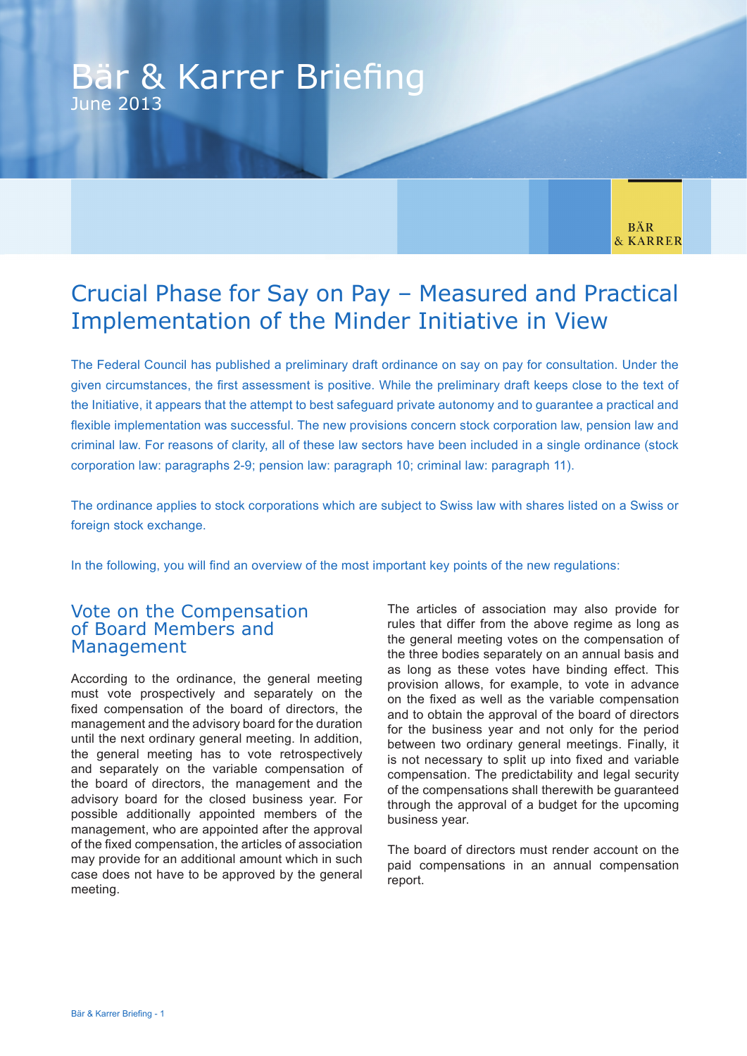# Bär & Karrer Briefing

June 2013

## Crucial Phase for Say on Pay – Measured and Practical Implementation of the Minder Initiative in View

The Federal Council has published a preliminary draft ordinance on say on pay for consultation. Under the given circumstances, the first assessment is positive. While the preliminary draft keeps close to the text of the Initiative, it appears that the attempt to best safeguard private autonomy and to guarantee a practical and flexible implementation was successful. The new provisions concern stock corporation law, pension law and criminal law. For reasons of clarity, all of these law sectors have been included in a single ordinance (stock corporation law: paragraphs 2-9; pension law: paragraph 10; criminal law: paragraph 11).

The ordinance applies to stock corporations which are subject to Swiss law with shares listed on a Swiss or foreign stock exchange.

In the following, you will find an overview of the most important key points of the new regulations:

### Vote on the Compensation of Board Members and Management

According to the ordinance, the general meeting must vote prospectively and separately on the fixed compensation of the board of directors, the management and the advisory board for the duration until the next ordinary general meeting. In addition, the general meeting has to vote retrospectively and separately on the variable compensation of the board of directors, the management and the advisory board for the closed business year. For possible additionally appointed members of the management, who are appointed after the approval of the fixed compensation, the articles of association may provide for an additional amount which in such case does not have to be approved by the general meeting.

The articles of association may also provide for rules that differ from the above regime as long as the general meeting votes on the compensation of the three bodies separately on an annual basis and as long as these votes have binding effect. This provision allows, for example, to vote in advance on the fixed as well as the variable compensation and to obtain the approval of the board of directors for the business year and not only for the period between two ordinary general meetings. Finally, it is not necessary to split up into fixed and variable compensation. The predictability and legal security of the compensations shall therewith be guaranteed through the approval of a budget for the upcoming business year.

The board of directors must render account on the paid compensations in an annual compensation report.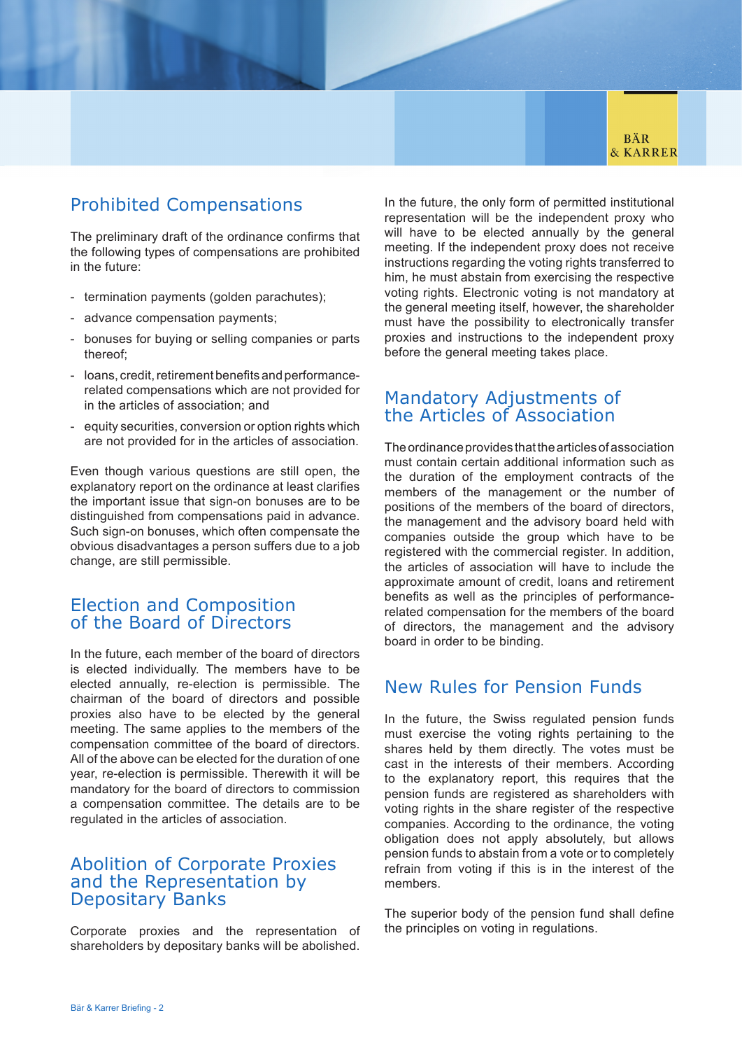## Prohibited Compensations

The preliminary draft of the ordinance confirms that the following types of compensations are prohibited in the future:

- termination payments (golden parachutes);
- advance compensation payments;
- bonuses for buying or selling companies or parts thereof;
- loans, credit, retirement benefits and performance-related compensations which are not provided for in the articles of association; and
- equity securities, conversion or option rights which are not provided for in the articles of association.

Even though various questions are still open, the explanatory report on the ordinance at least clarifies the important issue that sign-on bonuses are to be distinguished from compensations paid in advance. Such sign-on bonuses, which often compensate the obvious disadvantages a person suffers due to a job change, are still permissible.

## Election and Composition of the Board of Directors

In the future, each member of the board of directors is elected individually. The members have to be elected annually, re-election is permissible. The chairman of the board of directors and possible proxies also have to be elected by the general meeting. The same applies to the members of the compensation committee of the board of directors. All of the above can be elected for the duration of one year, re-election is permissible. Therewith it will be mandatory for the board of directors to commission a compensation committee. The details are to be regulated in the articles of association.

## Abolition of Corporate Proxies and the Representation by Depositary Banks

Corporate proxies and the representation of shareholders by depositary banks will be abolished.

In the future, the only form of permitted institutional representation will be the independent proxy who will have to be elected annually by the general meeting. If the independent proxy does not receive instructions regarding the voting rights transferred to him, he must abstain from exercising the respective voting rights. Electronic voting is not mandatory at the general meeting itself, however, the shareholder must have the possibility to electronically transfer proxies and instructions to the independent proxy before the general meeting takes place.

## Mandatory Adjustments of the Articles of Association

The ordinance provides that the articles of association must contain certain additional information such as the duration of the employment contracts of the members of the management or the number of positions of the members of the board of directors, the management and the advisory board held with companies outside the group which have to be registered with the commercial register. In addition, the articles of association will have to include the approximate amount of credit, loans and retirement benefits as well as the principles of performance-related compensation for the members of the board of directors, the management and the advisory board in order to be binding.

## New Rules for Pension Funds

In the future, the Swiss regulated pension funds must exercise the voting rights pertaining to the shares held by them directly. The votes must be cast in the interests of their members. According to the explanatory report, this requires that the pension funds are registered as shareholders with voting rights in the share register of the respective companies. According to the ordinance, the voting obligation does not apply absolutely, but allows pension funds to abstain from a vote or to completely refrain from voting if this is in the interest of the members.

The superior body of the pension fund shall define the principles on voting in regulations.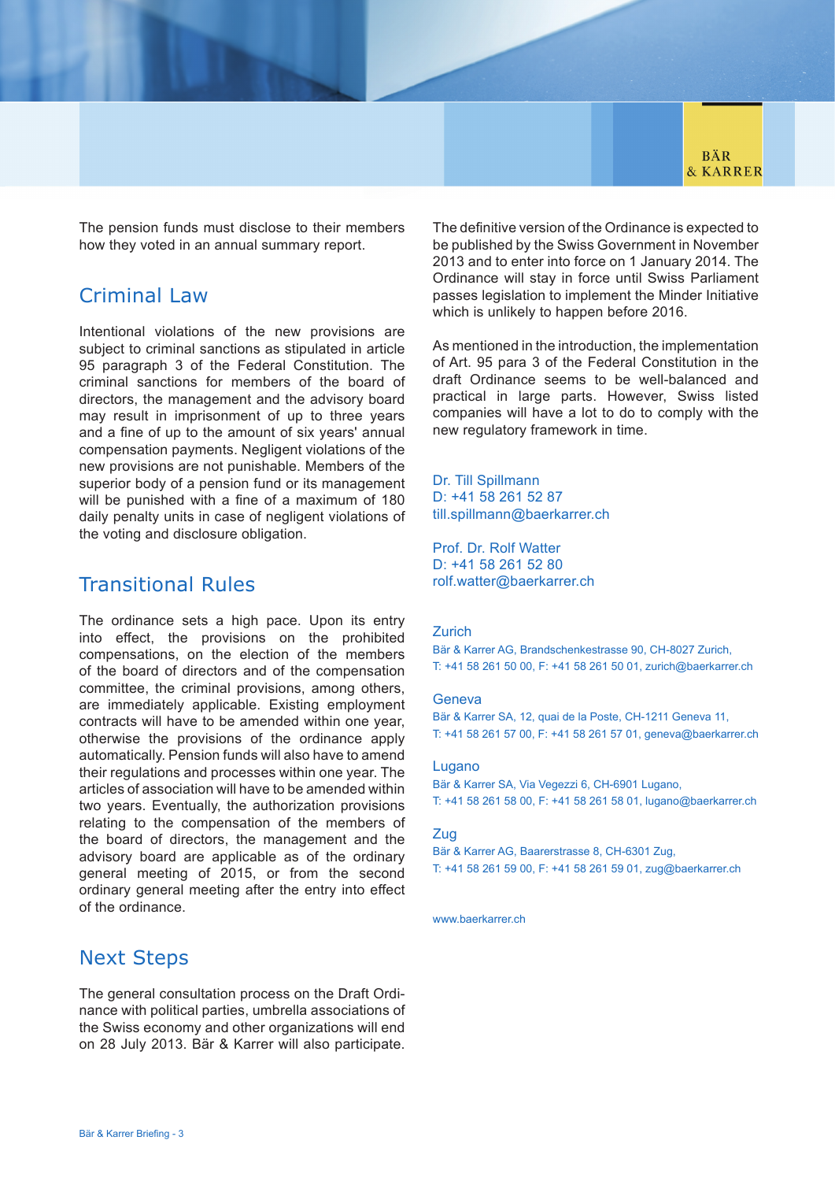The pension funds must disclose to their members how they voted in an annual summary report.

## Criminal Law

Intentional violations of the new provisions are subject to criminal sanctions as stipulated in article 95 paragraph 3 of the Federal Constitution. The criminal sanctions for members of the board of directors, the management and the advisory board may result in imprisonment of up to three years and a fine of up to the amount of six years' annual compensation payments. Negligent violations of the new provisions are not punishable. Members of the superior body of a pension fund or its management will be punished with a fine of a maximum of 180 daily penalty units in case of negligent violations of the voting and disclosure obligation.

## Transitional Rules

The ordinance sets a high pace. Upon its entry into effect, the provisions on the prohibited compensations, on the election of the members of the board of directors and of the compensation committee, the criminal provisions, among others, are immediately applicable. Existing employment contracts will have to be amended within one year, otherwise the provisions of the ordinance apply automatically. Pension funds will also have to amend their regulations and processes within one year. The articles of association will have to be amended within two years. Eventually, the authorization provisions relating to the compensation of the members of the board of directors, the management and the advisory board are applicable as of the ordinary general meeting of 2015, or from the second ordinary general meeting after the entry into effect of the ordinance.

## Next Steps

The general consultation process on the Draft Ordinance with political parties, umbrella associations of the Swiss economy and other organizations will end on 28 July 2013. Bär & Karrer will also participate.

The definitive version of the Ordinance is expected to be published by the Swiss Government in November 2013 and to enter into force on 1 January 2014. The Ordinance will stay in force until Swiss Parliament passes legislation to implement the Minder Initiative which is unlikely to happen before 2016.

As mentioned in the introduction, the implementation of Art. 95 para 3 of the Federal Constitution in the draft Ordinance seems to be well-balanced and practical in large parts. However, Swiss listed companies will have a lot to do to comply with the new regulatory framework in time.

Dr. Till Spillmann
D: +41 58 261 52 87
till.spillmann@baerkarrer.ch

Prof. Dr. Rolf Watter
D: +41 58 261 52 80
rolf.watter@baerkarrer.ch

**Zurich**
Bär & Karrer AG, Brandschenkestrasse 90, CH-8027 Zurich,
T: +41 58 261 50 00, F: +41 58 261 50 01, zurich@baerkarrer.ch

**Geneva**
Bär & Karrer SA, 12, quai de la Poste, CH-1211 Geneva 11,
T: +41 58 261 57 00, F: +41 58 261 57 01, geneva@baerkarrer.ch

**Lugano**
Bär & Karrer SA, Via Vegezzi 6, CH-6901 Lugano,
T: +41 58 261 58 00, F: +41 58 261 58 01, lugano@baerkarrer.ch

**Zug**
Bär & Karrer AG, Baarerstrasse 8, CH-6301 Zug,
T: +41 58 261 59 00, F: +41 58 261 59 01, zug@baerkarrer.ch

www.baerkarrer.ch